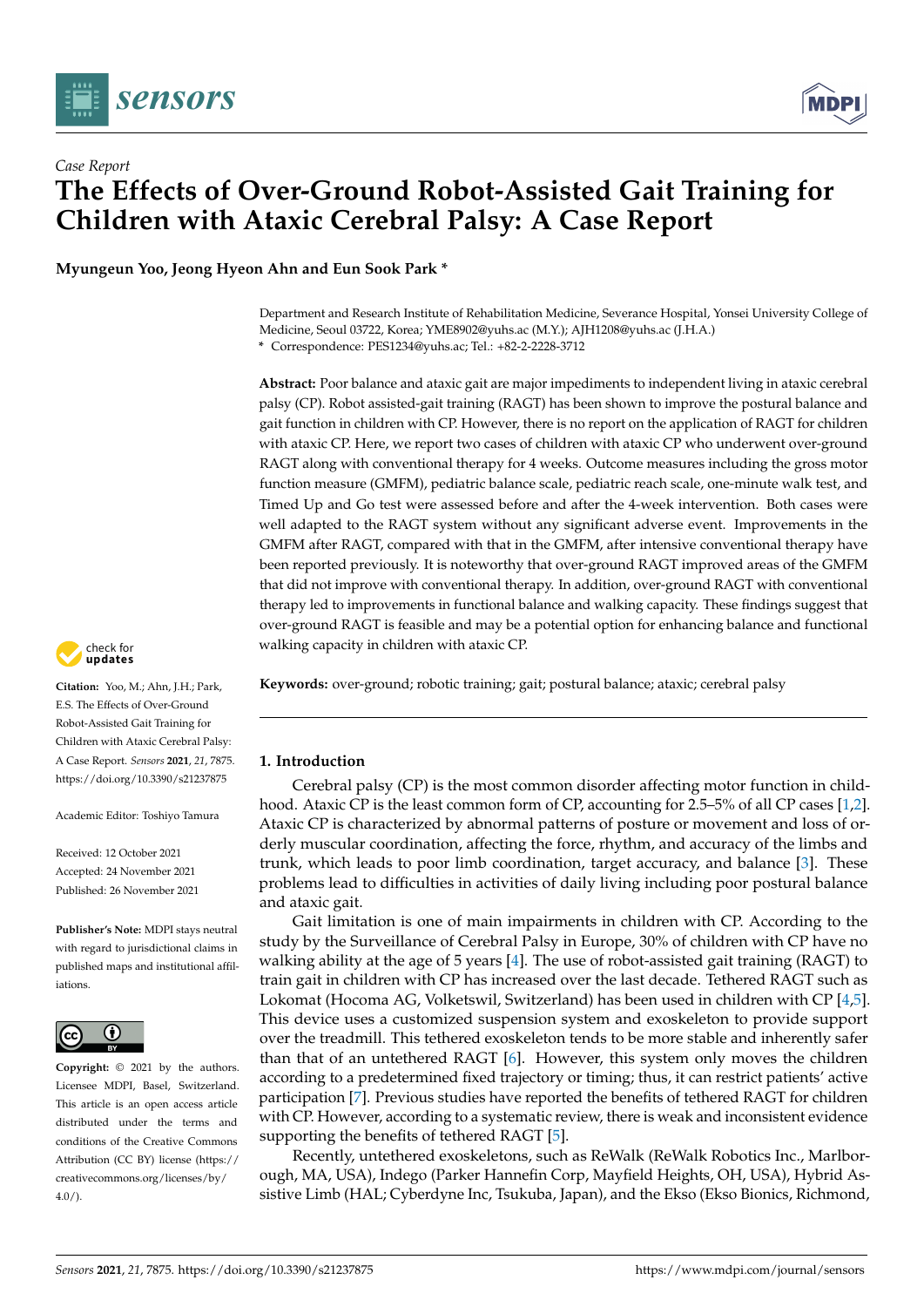*Case Report*

# The Effects of Over-Ground Robot-Assisted Gait Training for Children with Ataxic Cerebral Palsy: A Case Report

**Myungeun Yoo, Jeong Hyeon Ahn and Eun Sook Park ***

Department and Research Institute of Rehabilitation Medicine, Severance Hospital, Yonsei University College of Medicine, Seoul 03722, Korea; YME8902@yuhs.ac (M.Y.); AJH1208@yuhs.ac (J.H.A.)
* Correspondence: PES1234@yuhs.ac; Tel.: +82-2-2228-3712

**Abstract:** Poor balance and ataxic gait are major impediments to independent living in ataxic cerebral palsy (CP). Robot assisted-gait training (RAGT) has been shown to improve the postural balance and gait function in children with CP. However, there is no report on the application of RAGT for children with ataxic CP. Here, we report two cases of children with ataxic CP who underwent over-ground RAGT along with conventional therapy for 4 weeks. Outcome measures including the gross motor function measure (GMFM), pediatric balance scale, pediatric reach scale, one-minute walk test, and Timed Up and Go test were assessed before and after the 4-week intervention. Both cases were well adapted to the RAGT system without any significant adverse event. Improvements in the GMFM after RAGT, compared with that in the GMFM, after intensive conventional therapy have been reported previously. It is noteworthy that over-ground RAGT improved areas of the GMFM that did not improve with conventional therapy. In addition, over-ground RAGT with conventional therapy led to improvements in functional balance and walking capacity. These findings suggest that over-ground RAGT is feasible and may be a potential option for enhancing balance and functional walking capacity in children with ataxic CP.

**Keywords:** over-ground; robotic training; gait; postural balance; ataxic; cerebral palsy

**Citation:** Yoo, M.; Ahn, J.H.; Park, E.S. The Effects of Over-Ground Robot-Assisted Gait Training for Children with Ataxic Cerebral Palsy: A Case Report. *Sensors* **2021**, *21*, 7875. https://doi.org/10.3390/s21237875

Academic Editor: Toshiyo Tamura

Received: 12 October 2021
Accepted: 24 November 2021
Published: 26 November 2021

**Publisher's Note:** MDPI stays neutral with regard to jurisdictional claims in published maps and institutional affiliations.

**Copyright:** © 2021 by the authors. Licensee MDPI, Basel, Switzerland. This article is an open access article distributed under the terms and conditions of the Creative Commons Attribution (CC BY) license (https://creativecommons.org/licenses/by/4.0/).

## 1. Introduction

Cerebral palsy (CP) is the most common disorder affecting motor function in childhood. Ataxic CP is the least common form of CP, accounting for 2.5–5% of all CP cases [1,2]. Ataxic CP is characterized by abnormal patterns of posture or movement and loss of orderly muscular coordination, affecting the force, rhythm, and accuracy of the limbs and trunk, which leads to poor limb coordination, target accuracy, and balance [3]. These problems lead to difficulties in activities of daily living including poor postural balance and ataxic gait.

Gait limitation is one of main impairments in children with CP. According to the study by the Surveillance of Cerebral Palsy in Europe, 30% of children with CP have no walking ability at the age of 5 years [4]. The use of robot-assisted gait training (RAGT) to train gait in children with CP has increased over the last decade. Tethered RAGT such as Lokomat (Hocoma AG, Volketswil, Switzerland) has been used in children with CP [4,5]. This device uses a customized suspension system and exoskeleton to provide support over the treadmill. This tethered exoskeleton tends to be more stable and inherently safer than that of an untethered RAGT [6]. However, this system only moves the children according to a predetermined fixed trajectory or timing; thus, it can restrict patients' active participation [7]. Previous studies have reported the benefits of tethered RAGT for children with CP. However, according to a systematic review, there is weak and inconsistent evidence supporting the benefits of tethered RAGT [5].

Recently, untethered exoskeletons, such as ReWalk (ReWalk Robotics Inc., Marlborough, MA, USA), Indego (Parker Hannefin Corp, Mayfield Heights, OH, USA), Hybrid Assistive Limb (HAL; Cyberdyne Inc, Tsukuba, Japan), and the Ekso (Ekso Bionics, Richmond,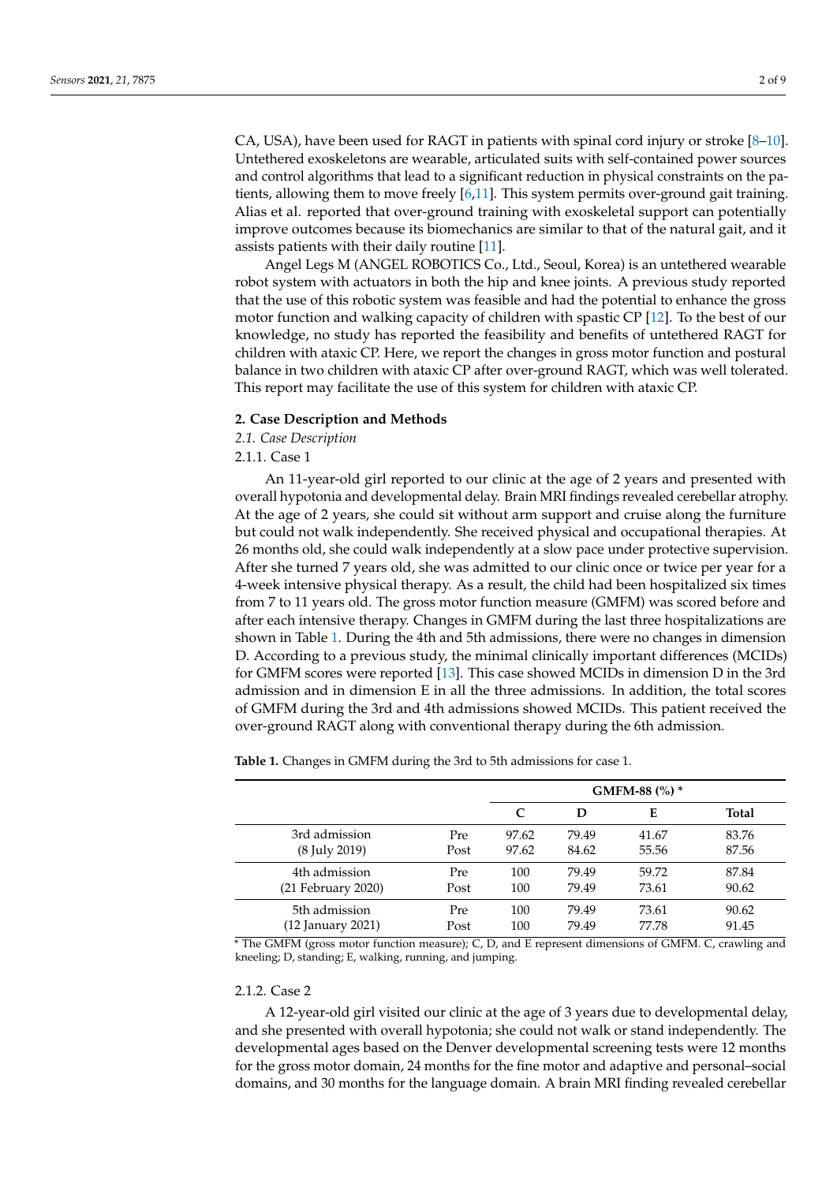CA, USA), have been used for RAGT in patients with spinal cord injury or stroke [8–10]. Untethered exoskeletons are wearable, articulated suits with self-contained power sources and control algorithms that lead to a significant reduction in physical constraints on the patients, allowing them to move freely [6,11]. This system permits over-ground gait training. Alias et al. reported that over-ground training with exoskeletal support can potentially improve outcomes because its biomechanics are similar to that of the natural gait, and it assists patients with their daily routine [11].

Angel Legs M (ANGEL ROBOTICS Co., Ltd., Seoul, Korea) is an untethered wearable robot system with actuators in both the hip and knee joints. A previous study reported that the use of this robotic system was feasible and had the potential to enhance the gross motor function and walking capacity of children with spastic CP [12]. To the best of our knowledge, no study has reported the feasibility and benefits of untethered RAGT for children with ataxic CP. Here, we report the changes in gross motor function and postural balance in two children with ataxic CP after over-ground RAGT, which was well tolerated. This report may facilitate the use of this system for children with ataxic CP.

## 2. Case Description and Methods

### *2.1. Case Description*

#### 2.1.1. Case 1

An 11-year-old girl reported to our clinic at the age of 2 years and presented with overall hypotonia and developmental delay. Brain MRI findings revealed cerebellar atrophy. At the age of 2 years, she could sit without arm support and cruise along the furniture but could not walk independently. She received physical and occupational therapies. At 26 months old, she could walk independently at a slow pace under protective supervision. After she turned 7 years old, she was admitted to our clinic once or twice per year for a 4-week intensive physical therapy. As a result, the child had been hospitalized six times from 7 to 11 years old. The gross motor function measure (GMFM) was scored before and after each intensive therapy. Changes in GMFM during the last three hospitalizations are shown in Table 1. During the 4th and 5th admissions, there were no changes in dimension D. According to a previous study, the minimal clinically important differences (MCIDs) for GMFM scores were reported [13]. This case showed MCIDs in dimension D in the 3rd admission and in dimension E in all the three admissions. In addition, the total scores of GMFM during the 3rd and 4th admissions showed MCIDs. This patient received the over-ground RAGT along with conventional therapy during the 6th admission.

**Table 1.** Changes in GMFM during the 3rd to 5th admissions for case 1.

| | | GMFM-88 (%) * | | | |
|---|---|---|---|---|---|
| | | C | D | E | Total |
| 3rd admission (8 July 2019) | Pre | 97.62 | 79.49 | 41.67 | 83.76 |
| | Post | 97.62 | 84.62 | 55.56 | 87.56 |
| 4th admission (21 February 2020) | Pre | 100 | 79.49 | 59.72 | 87.84 |
| | Post | 100 | 79.49 | 73.61 | 90.62 |
| 5th admission (12 January 2021) | Pre | 100 | 79.49 | 73.61 | 90.62 |
| | Post | 100 | 79.49 | 77.78 | 91.45 |

* The GMFM (gross motor function measure); C, D, and E represent dimensions of GMFM. C, crawling and kneeling; D, standing; E, walking, running, and jumping.

#### 2.1.2. Case 2

A 12-year-old girl visited our clinic at the age of 3 years due to developmental delay, and she presented with overall hypotonia; she could not walk or stand independently. The developmental ages based on the Denver developmental screening tests were 12 months for the gross motor domain, 24 months for the fine motor and adaptive and personal–social domains, and 30 months for the language domain. A brain MRI finding revealed cerebellar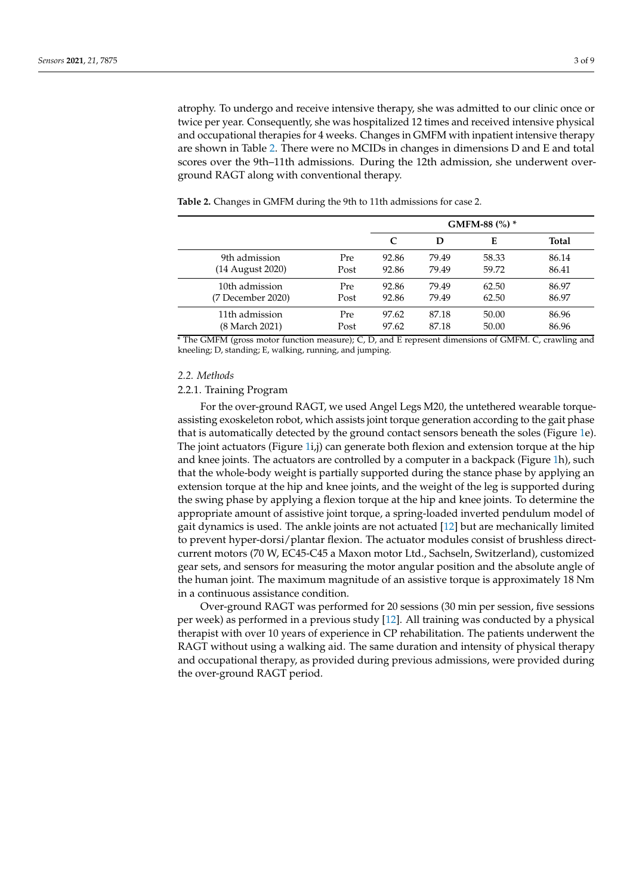atrophy. To undergo and receive intensive therapy, she was admitted to our clinic once or twice per year. Consequently, she was hospitalized 12 times and received intensive physical and occupational therapies for 4 weeks. Changes in GMFM with inpatient intensive therapy are shown in Table 2. There were no MCIDs in changes in dimensions D and E and total scores over the 9th–11th admissions. During the 12th admission, she underwent over-ground RAGT along with conventional therapy.

**Table 2.** Changes in GMFM during the 9th to 11th admissions for case 2.

| | | GMFM-88 (%) * | | | |
|---|---|---|---|---|---|
| | | **C** | **D** | **E** | **Total** |
| 9th admission (14 August 2020) | Pre | 92.86 | 79.49 | 58.33 | 86.14 |
| | Post | 92.86 | 79.49 | 59.72 | 86.41 |
| 10th admission (7 December 2020) | Pre | 92.86 | 79.49 | 62.50 | 86.97 |
| | Post | 92.86 | 79.49 | 62.50 | 86.97 |
| 11th admission (8 March 2021) | Pre | 97.62 | 87.18 | 50.00 | 86.96 |
| | Post | 97.62 | 87.18 | 50.00 | 86.96 |

* The GMFM (gross motor function measure); C, D, and E represent dimensions of GMFM. C, crawling and kneeling; D, standing; E, walking, running, and jumping.

### 2.2. Methods

#### 2.2.1. Training Program

For the over-ground RAGT, we used Angel Legs M20, the untethered wearable torque-assisting exoskeleton robot, which assists joint torque generation according to the gait phase that is automatically detected by the ground contact sensors beneath the soles (Figure 1e). The joint actuators (Figure 1i,j) can generate both flexion and extension torque at the hip and knee joints. The actuators are controlled by a computer in a backpack (Figure 1h), such that the whole-body weight is partially supported during the stance phase by applying an extension torque at the hip and knee joints, and the weight of the leg is supported during the swing phase by applying a flexion torque at the hip and knee joints. To determine the appropriate amount of assistive joint torque, a spring-loaded inverted pendulum model of gait dynamics is used. The ankle joints are not actuated [12] but are mechanically limited to prevent hyper-dorsi/plantar flexion. The actuator modules consist of brushless direct-current motors (70 W, EC45-C45 a Maxon motor Ltd., Sachseln, Switzerland), customized gear sets, and sensors for measuring the motor angular position and the absolute angle of the human joint. The maximum magnitude of an assistive torque is approximately 18 Nm in a continuous assistance condition.

Over-ground RAGT was performed for 20 sessions (30 min per session, five sessions per week) as performed in a previous study [12]. All training was conducted by a physical therapist with over 10 years of experience in CP rehabilitation. The patients underwent the RAGT without using a walking aid. The same duration and intensity of physical therapy and occupational therapy, as provided during previous admissions, were provided during the over-ground RAGT period.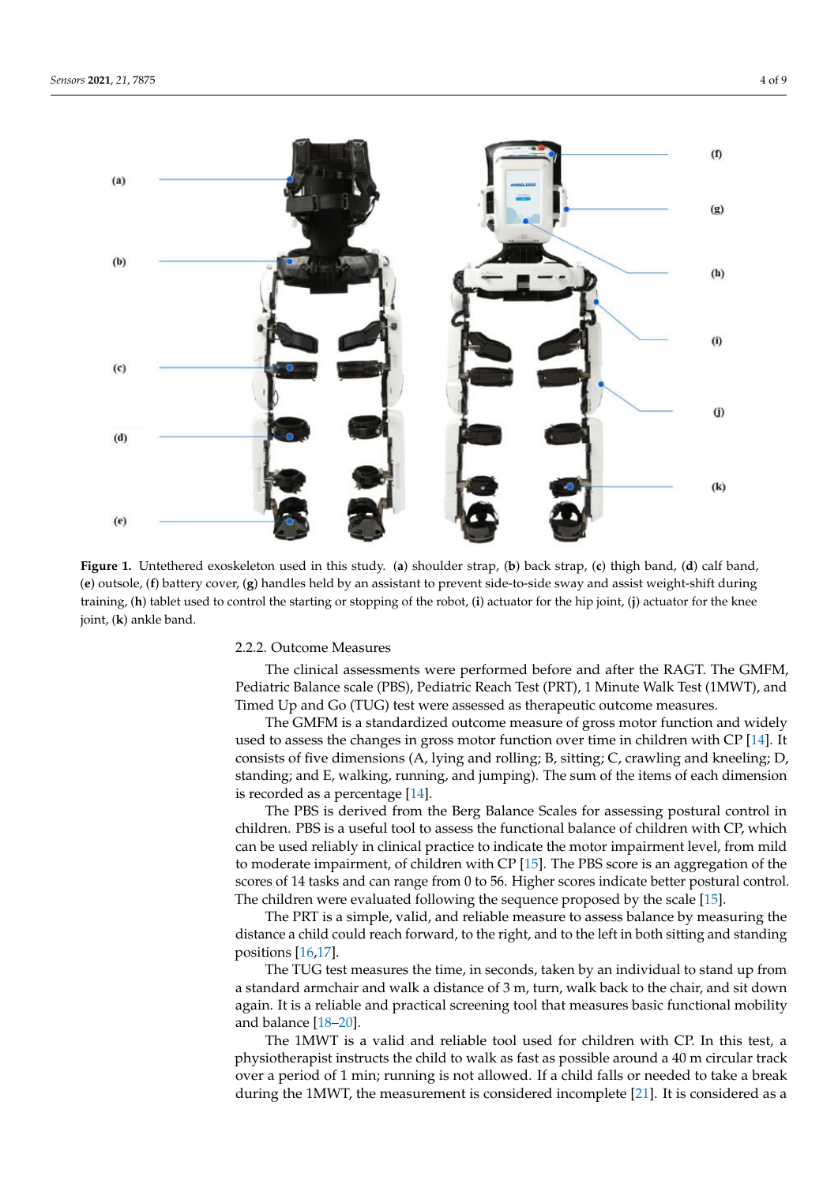**Figure 1.** Untethered exoskeleton used in this study. (**a**) shoulder strap, (**b**) back strap, (**c**) thigh band, (**d**) calf band, (**e**) outsole, (**f**) battery cover, (**g**) handles held by an assistant to prevent side-to-side sway and assist weight-shift during training, (**h**) tablet used to control the starting or stopping of the robot, (**i**) actuator for the hip joint, (**j**) actuator for the knee joint, (**k**) ankle band.

#### 2.2.2. Outcome Measures

The clinical assessments were performed before and after the RAGT. The GMFM, Pediatric Balance scale (PBS), Pediatric Reach Test (PRT), 1 Minute Walk Test (1MWT), and Timed Up and Go (TUG) test were assessed as therapeutic outcome measures.

The GMFM is a standardized outcome measure of gross motor function and widely used to assess the changes in gross motor function over time in children with CP [14]. It consists of five dimensions (A, lying and rolling; B, sitting; C, crawling and kneeling; D, standing; and E, walking, running, and jumping). The sum of the items of each dimension is recorded as a percentage [14].

The PBS is derived from the Berg Balance Scales for assessing postural control in children. PBS is a useful tool to assess the functional balance of children with CP, which can be used reliably in clinical practice to indicate the motor impairment level, from mild to moderate impairment, of children with CP [15]. The PBS score is an aggregation of the scores of 14 tasks and can range from 0 to 56. Higher scores indicate better postural control. The children were evaluated following the sequence proposed by the scale [15].

The PRT is a simple, valid, and reliable measure to assess balance by measuring the distance a child could reach forward, to the right, and to the left in both sitting and standing positions [16,17].

The TUG test measures the time, in seconds, taken by an individual to stand up from a standard armchair and walk a distance of 3 m, turn, walk back to the chair, and sit down again. It is a reliable and practical screening tool that measures basic functional mobility and balance [18–20].

The 1MWT is a valid and reliable tool used for children with CP. In this test, a physiotherapist instructs the child to walk as fast as possible around a 40 m circular track over a period of 1 min; running is not allowed. If a child falls or needed to take a break during the 1MWT, the measurement is considered incomplete [21]. It is considered as a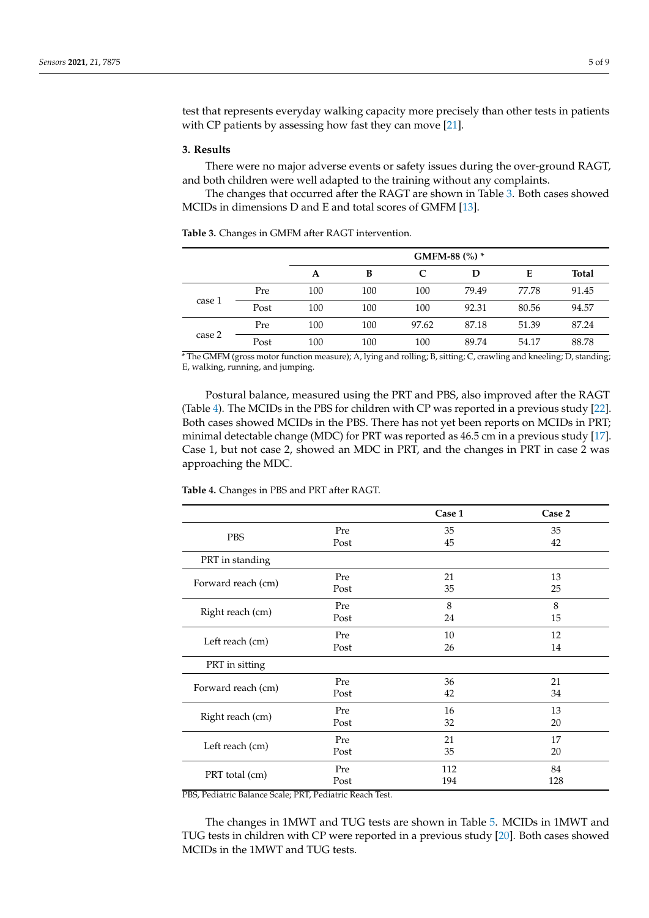test that represents everyday walking capacity more precisely than other tests in patients with CP patients by assessing how fast they can move [21].

## 3. Results

There were no major adverse events or safety issues during the over-ground RAGT, and both children were well adapted to the training without any complaints.

The changes that occurred after the RAGT are shown in Table 3. Both cases showed MCIDs in dimensions D and E and total scores of GMFM [13].

**Table 3.** Changes in GMFM after RAGT intervention.

| | | GMFM-88 (%) * | | | | | |
|---|---|---|---|---|---|---|---|
| | | **A** | **B** | **C** | **D** | **E** | **Total** |
| case 1 | Pre | 100 | 100 | 100 | 79.49 | 77.78 | 91.45 |
| | Post | 100 | 100 | 100 | 92.31 | 80.56 | 94.57 |
| case 2 | Pre | 100 | 100 | 97.62 | 87.18 | 51.39 | 87.24 |
| | Post | 100 | 100 | 100 | 89.74 | 54.17 | 88.78 |

* The GMFM (gross motor function measure); A, lying and rolling; B, sitting; C, crawling and kneeling; D, standing; E, walking, running, and jumping.

Postural balance, measured using the PRT and PBS, also improved after the RAGT (Table 4). The MCIDs in the PBS for children with CP was reported in a previous study [22]. Both cases showed MCIDs in the PBS. There has not yet been reports on MCIDs in PRT; minimal detectable change (MDC) for PRT was reported as 46.5 cm in a previous study [17]. Case 1, but not case 2, showed an MDC in PRT, and the changes in PRT in case 2 was approaching the MDC.

**Table 4.** Changes in PBS and PRT after RAGT.

| | | **Case 1** | **Case 2** |
|---|---|---|---|
| PBS | Pre | 35 | 35 |
| | Post | 45 | 42 |
| PRT in standing | | | |
| Forward reach (cm) | Pre | 21 | 13 |
| | Post | 35 | 25 |
| Right reach (cm) | Pre | 8 | 8 |
| | Post | 24 | 15 |
| Left reach (cm) | Pre | 10 | 12 |
| | Post | 26 | 14 |
| PRT in sitting | | | |
| Forward reach (cm) | Pre | 36 | 21 |
| | Post | 42 | 34 |
| Right reach (cm) | Pre | 16 | 13 |
| | Post | 32 | 20 |
| Left reach (cm) | Pre | 21 | 17 |
| | Post | 35 | 20 |
| PRT total (cm) | Pre | 112 | 84 |
| | Post | 194 | 128 |

PBS, Pediatric Balance Scale; PRT, Pediatric Reach Test.

The changes in 1MWT and TUG tests are shown in Table 5. MCIDs in 1MWT and TUG tests in children with CP were reported in a previous study [20]. Both cases showed MCIDs in the 1MWT and TUG tests.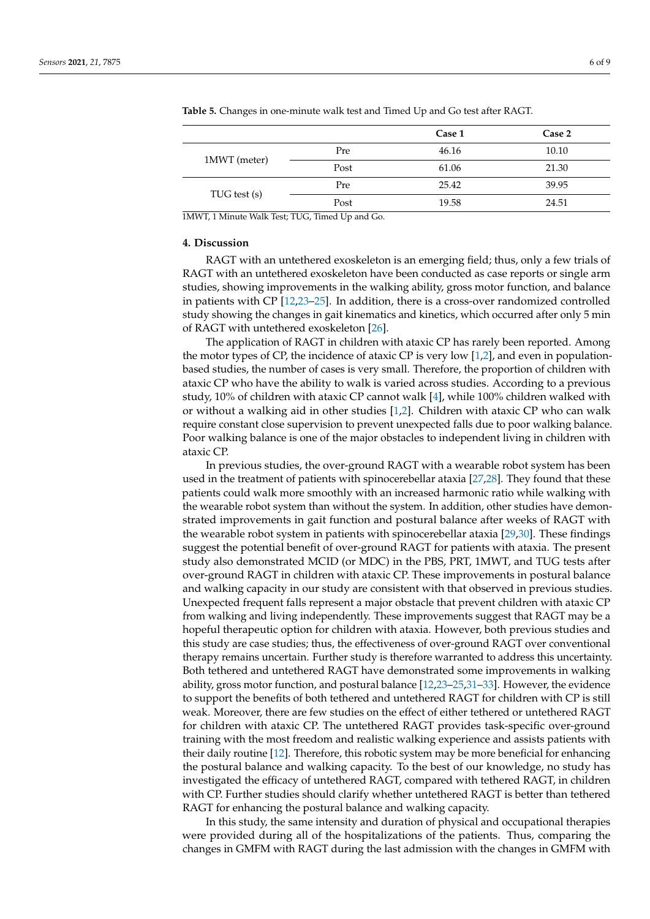**Table 5.** Changes in one-minute walk test and Timed Up and Go test after RAGT.

| | | Case 1 | Case 2 |
|---|---|---|---|
| 1MWT (meter) | Pre | 46.16 | 10.10 |
| | Post | 61.06 | 21.30 |
| TUG test (s) | Pre | 25.42 | 39.95 |
| | Post | 19.58 | 24.51 |

1MWT, 1 Minute Walk Test; TUG, Timed Up and Go.

## 4. Discussion

RAGT with an untethered exoskeleton is an emerging field; thus, only a few trials of RAGT with an untethered exoskeleton have been conducted as case reports or single arm studies, showing improvements in the walking ability, gross motor function, and balance in patients with CP [12,23–25]. In addition, there is a cross-over randomized controlled study showing the changes in gait kinematics and kinetics, which occurred after only 5 min of RAGT with untethered exoskeleton [26].

The application of RAGT in children with ataxic CP has rarely been reported. Among the motor types of CP, the incidence of ataxic CP is very low [1,2], and even in population-based studies, the number of cases is very small. Therefore, the proportion of children with ataxic CP who have the ability to walk is varied across studies. According to a previous study, 10% of children with ataxic CP cannot walk [4], while 100% children walked with or without a walking aid in other studies [1,2]. Children with ataxic CP who can walk require constant close supervision to prevent unexpected falls due to poor walking balance. Poor walking balance is one of the major obstacles to independent living in children with ataxic CP.

In previous studies, the over-ground RAGT with a wearable robot system has been used in the treatment of patients with spinocerebellar ataxia [27,28]. They found that these patients could walk more smoothly with an increased harmonic ratio while walking with the wearable robot system than without the system. In addition, other studies have demonstrated improvements in gait function and postural balance after weeks of RAGT with the wearable robot system in patients with spinocerebellar ataxia [29,30]. These findings suggest the potential benefit of over-ground RAGT for patients with ataxia. The present study also demonstrated MCID (or MDC) in the PBS, PRT, 1MWT, and TUG tests after over-ground RAGT in children with ataxic CP. These improvements in postural balance and walking capacity in our study are consistent with that observed in previous studies. Unexpected frequent falls represent a major obstacle that prevent children with ataxic CP from walking and living independently. These improvements suggest that RAGT may be a hopeful therapeutic option for children with ataxia. However, both previous studies and this study are case studies; thus, the effectiveness of over-ground RAGT over conventional therapy remains uncertain. Further study is therefore warranted to address this uncertainty. Both tethered and untethered RAGT have demonstrated some improvements in walking ability, gross motor function, and postural balance [12,23–25,31–33]. However, the evidence to support the benefits of both tethered and untethered RAGT for children with CP is still weak. Moreover, there are few studies on the effect of either tethered or untethered RAGT for children with ataxic CP. The untethered RAGT provides task-specific over-ground training with the most freedom and realistic walking experience and assists patients with their daily routine [12]. Therefore, this robotic system may be more beneficial for enhancing the postural balance and walking capacity. To the best of our knowledge, no study has investigated the efficacy of untethered RAGT, compared with tethered RAGT, in children with CP. Further studies should clarify whether untethered RAGT is better than tethered RAGT for enhancing the postural balance and walking capacity.

In this study, the same intensity and duration of physical and occupational therapies were provided during all of the hospitalizations of the patients. Thus, comparing the changes in GMFM with RAGT during the last admission with the changes in GMFM with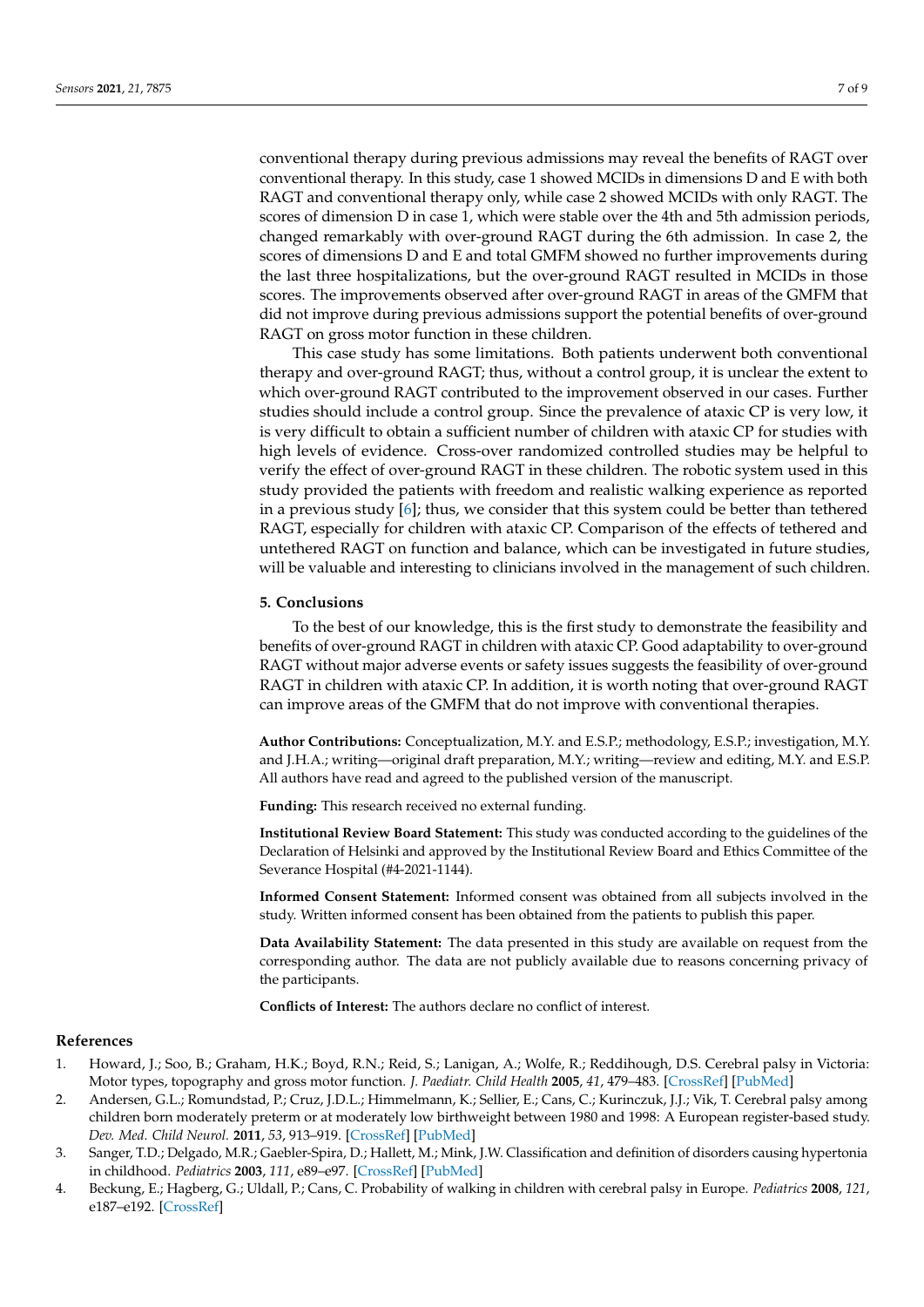conventional therapy during previous admissions may reveal the benefits of RAGT over conventional therapy. In this study, case 1 showed MCIDs in dimensions D and E with both RAGT and conventional therapy only, while case 2 showed MCIDs with only RAGT. The scores of dimension D in case 1, which were stable over the 4th and 5th admission periods, changed remarkably with over-ground RAGT during the 6th admission. In case 2, the scores of dimensions D and E and total GMFM showed no further improvements during the last three hospitalizations, but the over-ground RAGT resulted in MCIDs in those scores. The improvements observed after over-ground RAGT in areas of the GMFM that did not improve during previous admissions support the potential benefits of over-ground RAGT on gross motor function in these children.

This case study has some limitations. Both patients underwent both conventional therapy and over-ground RAGT; thus, without a control group, it is unclear the extent to which over-ground RAGT contributed to the improvement observed in our cases. Further studies should include a control group. Since the prevalence of ataxic CP is very low, it is very difficult to obtain a sufficient number of children with ataxic CP for studies with high levels of evidence. Cross-over randomized controlled studies may be helpful to verify the effect of over-ground RAGT in these children. The robotic system used in this study provided the patients with freedom and realistic walking experience as reported in a previous study [6]; thus, we consider that this system could be better than tethered RAGT, especially for children with ataxic CP. Comparison of the effects of tethered and untethered RAGT on function and balance, which can be investigated in future studies, will be valuable and interesting to clinicians involved in the management of such children.

## 5. Conclusions

To the best of our knowledge, this is the first study to demonstrate the feasibility and benefits of over-ground RAGT in children with ataxic CP. Good adaptability to over-ground RAGT without major adverse events or safety issues suggests the feasibility of over-ground RAGT in children with ataxic CP. In addition, it is worth noting that over-ground RAGT can improve areas of the GMFM that do not improve with conventional therapies.

**Author Contributions:** Conceptualization, M.Y. and E.S.P.; methodology, E.S.P.; investigation, M.Y. and J.H.A.; writing—original draft preparation, M.Y.; writing—review and editing, M.Y. and E.S.P. All authors have read and agreed to the published version of the manuscript.

**Funding:** This research received no external funding.

**Institutional Review Board Statement:** This study was conducted according to the guidelines of the Declaration of Helsinki and approved by the Institutional Review Board and Ethics Committee of the Severance Hospital (#4-2021-1144).

**Informed Consent Statement:** Informed consent was obtained from all subjects involved in the study. Written informed consent has been obtained from the patients to publish this paper.

**Data Availability Statement:** The data presented in this study are available on request from the corresponding author. The data are not publicly available due to reasons concerning privacy of the participants.

**Conflicts of Interest:** The authors declare no conflict of interest.

## References

1. Howard, J.; Soo, B.; Graham, H.K.; Boyd, R.N.; Reid, S.; Lanigan, A.; Wolfe, R.; Reddihough, D.S. Cerebral palsy in Victoria: Motor types, topography and gross motor function. *J. Paediatr. Child Health* **2005**, *41*, 479–483. [CrossRef] [PubMed]
2. Andersen, G.L.; Romundstad, P.; Cruz, J.D.L.; Himmelmann, K.; Sellier, E.; Cans, C.; Kurinczuk, J.J.; Vik, T. Cerebral palsy among children born moderately preterm or at moderately low birthweight between 1980 and 1998: A European register-based study. *Dev. Med. Child Neurol.* **2011**, *53*, 913–919. [CrossRef] [PubMed]
3. Sanger, T.D.; Delgado, M.R.; Gaebler-Spira, D.; Hallett, M.; Mink, J.W. Classification and definition of disorders causing hypertonia in childhood. *Pediatrics* **2003**, *111*, e89–e97. [CrossRef] [PubMed]
4. Beckung, E.; Hagberg, G.; Uldall, P.; Cans, C. Probability of walking in children with cerebral palsy in Europe. *Pediatrics* **2008**, *121*, e187–e192. [CrossRef]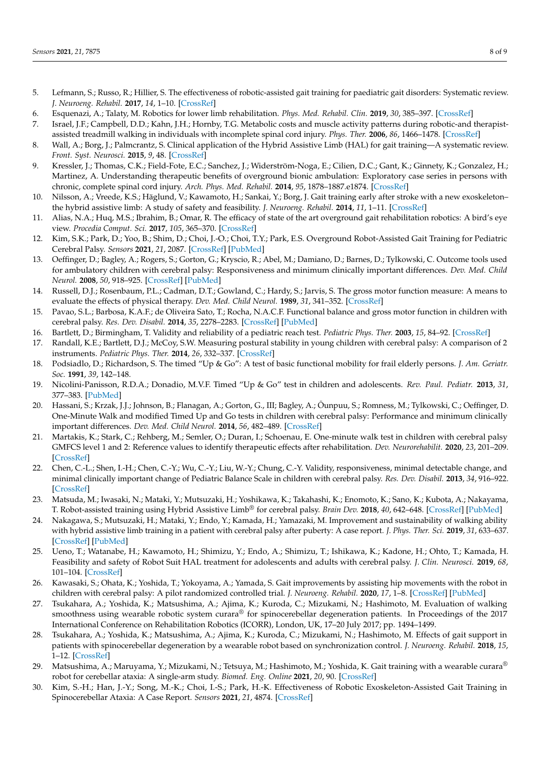5. Lefmann, S.; Russo, R.; Hillier, S. The effectiveness of robotic-assisted gait training for paediatric gait disorders: Systematic review. *J. Neuroeng. Rehabil.* **2017**, *14*, 1–10. [CrossRef]
6. Esquenazi, A.; Talaty, M. Robotics for lower limb rehabilitation. *Phys. Med. Rehabil. Clin.* **2019**, *30*, 385–397. [CrossRef]
7. Israel, J.F.; Campbell, D.D.; Kahn, J.H.; Hornby, T.G. Metabolic costs and muscle activity patterns during robotic-and therapist-assisted treadmill walking in individuals with incomplete spinal cord injury. *Phys. Ther.* **2006**, *86*, 1466–1478. [CrossRef]
8. Wall, A.; Borg, J.; Palmcrantz, S. Clinical application of the Hybrid Assistive Limb (HAL) for gait training—A systematic review. *Front. Syst. Neurosci.* **2015**, *9*, 48. [CrossRef]
9. Kressler, J.; Thomas, C.K.; Field-Fote, E.C.; Sanchez, J.; Widerström-Noga, E.; Cilien, D.C.; Gant, K.; Ginnety, K.; Gonzalez, H.; Martinez, A. Understanding therapeutic benefits of overground bionic ambulation: Exploratory case series in persons with chronic, complete spinal cord injury. *Arch. Phys. Med. Rehabil.* **2014**, *95*, 1878–1887.e1874. [CrossRef]
10. Nilsson, A.; Vreede, K.S.; Häglund, V.; Kawamoto, H.; Sankai, Y.; Borg, J. Gait training early after stroke with a new exoskeleton–the hybrid assistive limb: A study of safety and feasibility. *J. Neuroeng. Rehabil.* **2014**, *11*, 1–11. [CrossRef]
11. Alias, N.A.; Huq, M.S.; Ibrahim, B.; Omar, R. The efficacy of state of the art overground gait rehabilitation robotics: A bird's eye view. *Procedia Comput. Sci.* **2017**, *105*, 365–370. [CrossRef]
12. Kim, S.K.; Park, D.; Yoo, B.; Shim, D.; Choi, J.-O.; Choi, T.Y.; Park, E.S. Overground Robot-Assisted Gait Training for Pediatric Cerebral Palsy. *Sensors* **2021**, *21*, 2087. [CrossRef] [PubMed]
13. Oeffinger, D.; Bagley, A.; Rogers, S.; Gorton, G.; Kryscio, R.; Abel, M.; Damiano, D.; Barnes, D.; Tylkowski, C. Outcome tools used for ambulatory children with cerebral palsy: Responsiveness and minimum clinically important differences. *Dev. Med. Child Neurol.* **2008**, *50*, 918–925. [CrossRef] [PubMed]
14. Russell, D.J.; Rosenbaum, P.L.; Cadman, D.T.; Gowland, C.; Hardy, S.; Jarvis, S. The gross motor function measure: A means to evaluate the effects of physical therapy. *Dev. Med. Child Neurol.* **1989**, *31*, 341–352. [CrossRef]
15. Pavao, S.L.; Barbosa, K.A.F.; de Oliveira Sato, T.; Rocha, N.A.C.F. Functional balance and gross motor function in children with cerebral palsy. *Res. Dev. Disabil.* **2014**, *35*, 2278–2283. [CrossRef] [PubMed]
16. Bartlett, D.; Birmingham, T. Validity and reliability of a pediatric reach test. *Pediatric Phys. Ther.* **2003**, *15*, 84–92. [CrossRef]
17. Randall, K.E.; Bartlett, D.J.; McCoy, S.W. Measuring postural stability in young children with cerebral palsy: A comparison of 2 instruments. *Pediatric Phys. Ther.* **2014**, *26*, 332–337. [CrossRef]
18. Podsiadlo, D.; Richardson, S. The timed "Up & Go": A test of basic functional mobility for frail elderly persons. *J. Am. Geriatr. Soc.* **1991**, *39*, 142–148.
19. Nicolini-Panisson, R.D.A.; Donadio, M.V.F. Timed "Up & Go" test in children and adolescents. *Rev. Paul. Pediatr.* **2013**, *31*, 377–383. [PubMed]
20. Hassani, S.; Krzak, J.J.; Johnson, B.; Flanagan, A.; Gorton, G., III; Bagley, A.; Õunpuu, S.; Romness, M.; Tylkowski, C.; Oeffinger, D. One-Minute Walk and modified Timed Up and Go tests in children with cerebral palsy: Performance and minimum clinically important differences. *Dev. Med. Child Neurol.* **2014**, *56*, 482–489. [CrossRef]
21. Martakis, K.; Stark, C.; Rehberg, M.; Semler, O.; Duran, I.; Schoenau, E. One-minute walk test in children with cerebral palsy GMFCS level 1 and 2: Reference values to identify therapeutic effects after rehabilitation. *Dev. Neurorehabilit.* **2020**, *23*, 201–209. [CrossRef]
22. Chen, C.-L.; Shen, I.-H.; Chen, C.-Y.; Wu, C.-Y.; Liu, W.-Y.; Chung, C.-Y. Validity, responsiveness, minimal detectable change, and minimal clinically important change of Pediatric Balance Scale in children with cerebral palsy. *Res. Dev. Disabil.* **2013**, *34*, 916–922. [CrossRef]
23. Matsuda, M.; Iwasaki, N.; Mataki, Y.; Mutsuzaki, H.; Yoshikawa, K.; Takahashi, K.; Enomoto, K.; Sano, K.; Kubota, A.; Nakayama, T. Robot-assisted training using Hybrid Assistive Limb® for cerebral palsy. *Brain Dev.* **2018**, *40*, 642–648. [CrossRef] [PubMed]
24. Nakagawa, S.; Mutsuzaki, H.; Mataki, Y.; Endo, Y.; Kamada, H.; Yamazaki, M. Improvement and sustainability of walking ability with hybrid assistive limb training in a patient with cerebral palsy after puberty: A case report. *J. Phys. Ther. Sci.* **2019**, *31*, 633–637. [CrossRef] [PubMed]
25. Ueno, T.; Watanabe, H.; Kawamoto, H.; Shimizu, Y.; Endo, A.; Shimizu, T.; Ishikawa, K.; Kadone, H.; Ohto, T.; Kamada, H. Feasibility and safety of Robot Suit HAL treatment for adolescents and adults with cerebral palsy. *J. Clin. Neurosci.* **2019**, *68*, 101–104. [CrossRef]
26. Kawasaki, S.; Ohata, K.; Yoshida, T.; Yokoyama, A.; Yamada, S. Gait improvements by assisting hip movements with the robot in children with cerebral palsy: A pilot randomized controlled trial. *J. Neuroeng. Rehabil.* **2020**, *17*, 1–8. [CrossRef] [PubMed]
27. Tsukahara, A.; Yoshida, K.; Matsushima, A.; Ajima, K.; Kuroda, C.; Mizukami, N.; Hashimoto, M. Evaluation of walking smoothness using wearable robotic system curara® for spinocerebellar degeneration patients. In Proceedings of the 2017 International Conference on Rehabilitation Robotics (ICORR), London, UK, 17–20 July 2017; pp. 1494–1499.
28. Tsukahara, A.; Yoshida, K.; Matsushima, A.; Ajima, K.; Kuroda, C.; Mizukami, N.; Hashimoto, M. Effects of gait support in patients with spinocerebellar degeneration by a wearable robot based on synchronization control. *J. Neuroeng. Rehabil.* **2018**, *15*, 1–12. [CrossRef]
29. Matsushima, A.; Maruyama, Y.; Mizukami, N.; Tetsuya, M.; Hashimoto, M.; Yoshida, K. Gait training with a wearable curara® robot for cerebellar ataxia: A single-arm study. *Biomed. Eng. Online* **2021**, *20*, 90. [CrossRef]
30. Kim, S.-H.; Han, J.-Y.; Song, M.-K.; Choi, I.-S.; Park, H.-K. Effectiveness of Robotic Exoskeleton-Assisted Gait Training in Spinocerebellar Ataxia: A Case Report. *Sensors* **2021**, *21*, 4874. [CrossRef]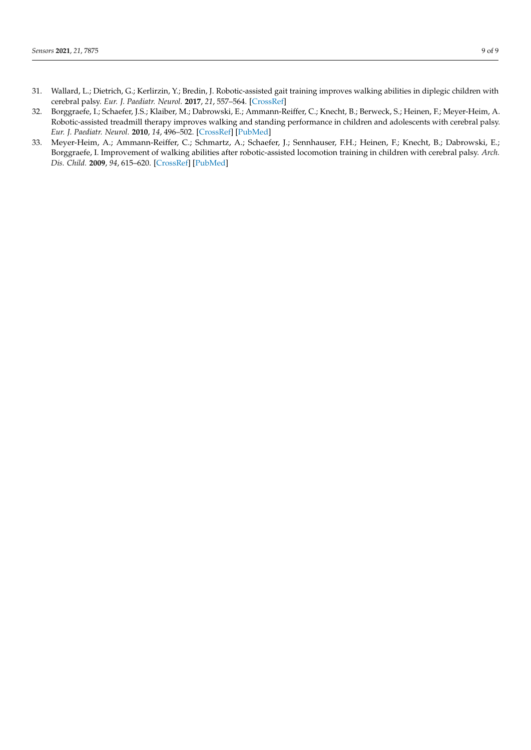31. Wallard, L.; Dietrich, G.; Kerlirzin, Y.; Bredin, J. Robotic-assisted gait training improves walking abilities in diplegic children with cerebral palsy. *Eur. J. Paediatr. Neurol.* **2017**, *21*, 557–564. [CrossRef]
32. Borggraefe, I.; Schaefer, J.S.; Klaiber, M.; Dabrowski, E.; Ammann-Reiffer, C.; Knecht, B.; Berweck, S.; Heinen, F.; Meyer-Heim, A. Robotic-assisted treadmill therapy improves walking and standing performance in children and adolescents with cerebral palsy. *Eur. J. Paediatr. Neurol.* **2010**, *14*, 496–502. [CrossRef] [PubMed]
33. Meyer-Heim, A.; Ammann-Reiffer, C.; Schmartz, A.; Schaefer, J.; Sennhauser, F.H.; Heinen, F.; Knecht, B.; Dabrowski, E.; Borggraefe, I. Improvement of walking abilities after robotic-assisted locomotion training in children with cerebral palsy. *Arch. Dis. Child.* **2009**, *94*, 615–620. [CrossRef] [PubMed]